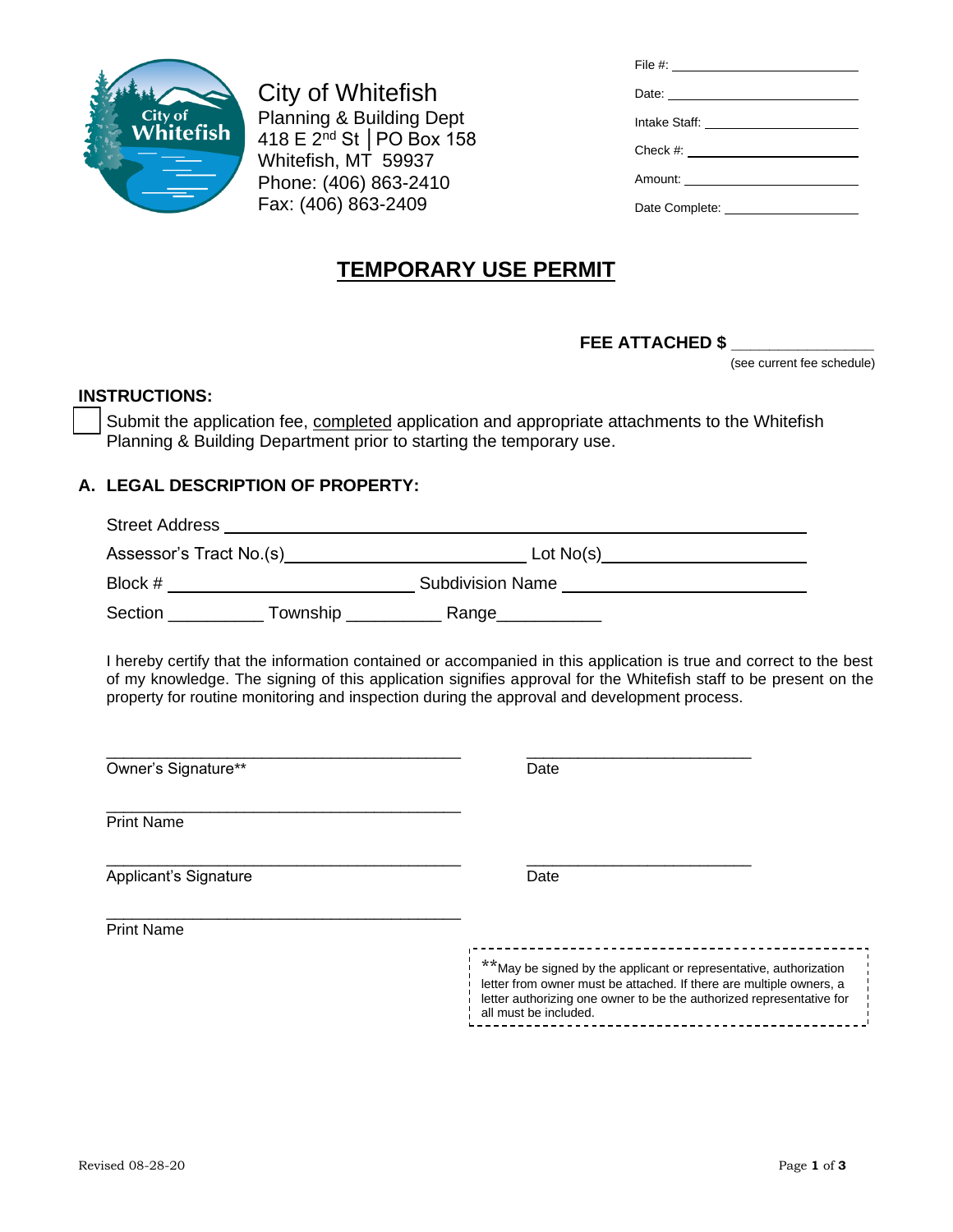City of Whitefish
Planning & Building Dept
418 E 2nd St │PO Box 158
Whitefish, MT 59937
Phone: (406) 863-2410
Fax: (406) 863-2409

File #: ______________________
Date: ______________________
Intake Staff: ______________________
Check #: ______________________
Amount: ______________________
Date Complete: ______________________

# TEMPORARY USE PERMIT

**FEE ATTACHED $** ______________
(see current fee schedule)

**INSTRUCTIONS:**

☐ Submit the application fee, completed application and appropriate attachments to the Whitefish Planning & Building Department prior to starting the temporary use.

## A. LEGAL DESCRIPTION OF PROPERTY:

Street Address ______________________________________________

Assessor's Tract No.(s) ______________________ Lot No(s) ______________________

Block # ______________________ Subdivision Name ______________________

Section __________ Township __________ Range___________

I hereby certify that the information contained or accompanied in this application is true and correct to the best of my knowledge. The signing of this application signifies approval for the Whitefish staff to be present on the property for routine monitoring and inspection during the approval and development process.

________________________________________ ________________________
Owner's Signature** Date

________________________________________
Print Name

________________________________________ ________________________
Applicant's Signature Date

________________________________________
Print Name

**May be signed by the applicant or representative, authorization letter from owner must be attached. If there are multiple owners, a letter authorizing one owner to be the authorized representative for all must be included.

Revised 08-28-20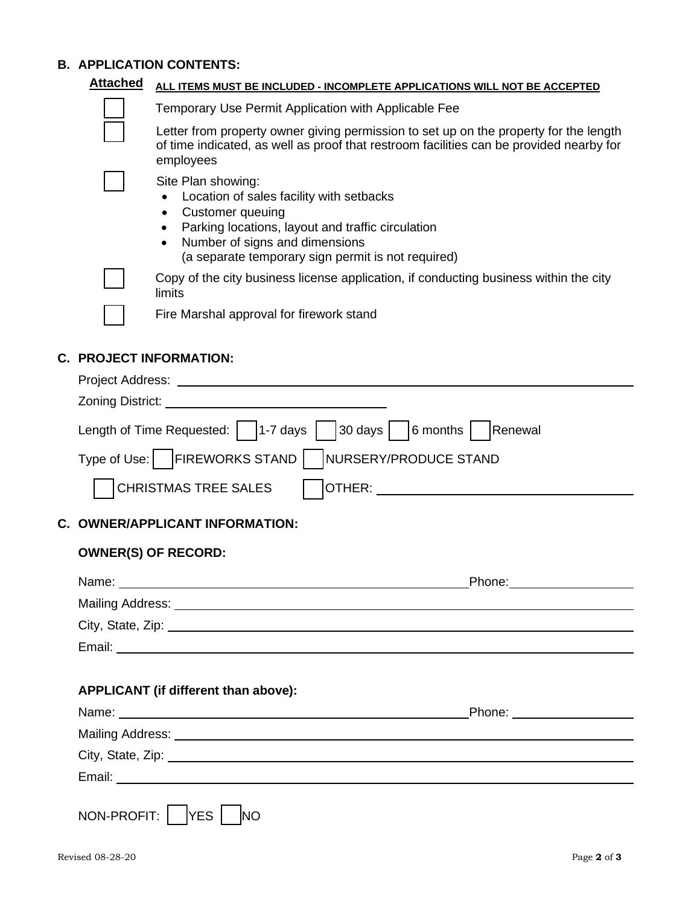## B. APPLICATION CONTENTS:

**Attached** **ALL ITEMS MUST BE INCLUDED - INCOMPLETE APPLICATIONS WILL NOT BE ACCEPTED**

- ☐ Temporary Use Permit Application with Applicable Fee
- ☐ Letter from property owner giving permission to set up on the property for the length of time indicated, as well as proof that restroom facilities can be provided nearby for employees
- ☐ Site Plan showing:
  - Location of sales facility with setbacks
  - Customer queuing
  - Parking locations, layout and traffic circulation
  - Number of signs and dimensions (a separate temporary sign permit is not required)
- ☐ Copy of the city business license application, if conducting business within the city limits
- ☐ Fire Marshal approval for firework stand

## C. PROJECT INFORMATION:

Project Address: ______________________________

Zoning District: ______________________________

Length of Time Requested: ☐ 1-7 days ☐ 30 days ☐ 6 months ☐ Renewal

Type of Use: ☐ FIREWORKS STAND ☐ NURSERY/PRODUCE STAND

☐ CHRISTMAS TREE SALES ☐ OTHER: ______________________________

## C. OWNER/APPLICANT INFORMATION:

**OWNER(S) OF RECORD:**

Name: ______________________________ Phone: ______________

Mailing Address: ______________________________

City, State, Zip: ______________________________

Email: ______________________________

**APPLICANT (if different than above):**

Name: ______________________________ Phone: ______________

Mailing Address: ______________________________

City, State, Zip: ______________________________

Email: ______________________________

NON-PROFIT: ☐ YES ☐ NO

Revised 08-28-20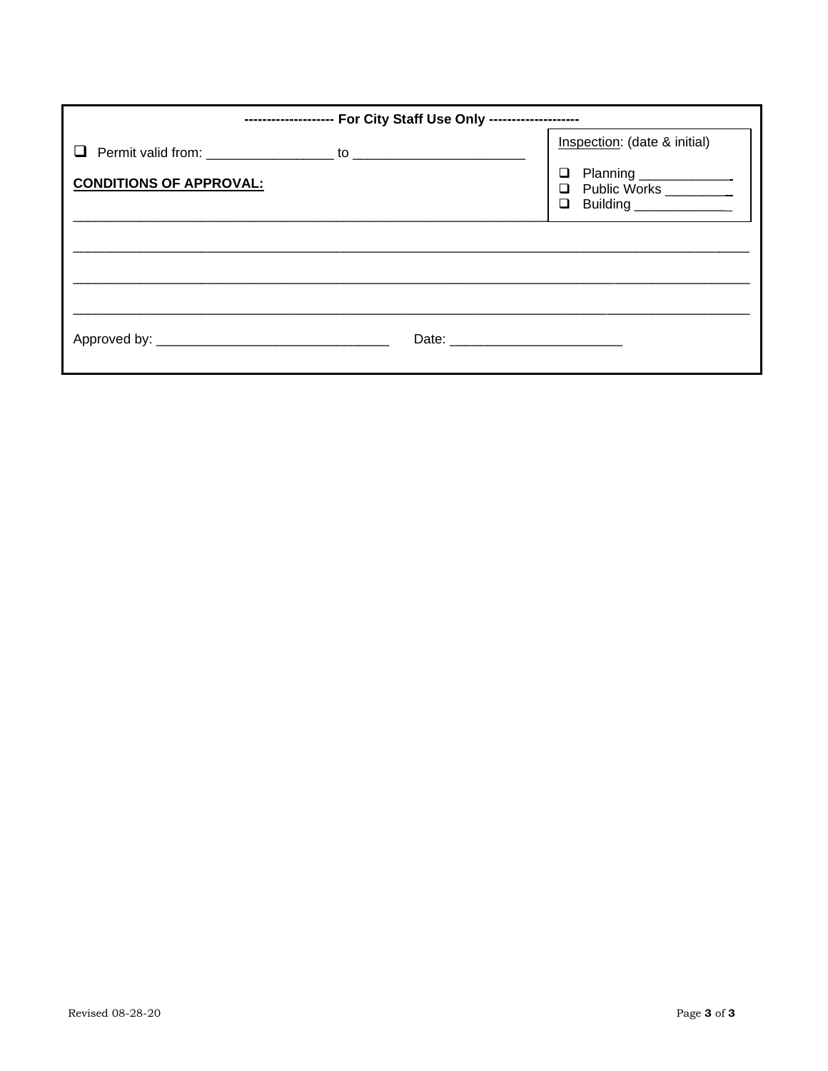-------------------- **For City Staff Use Only** --------------------

☐ Permit valid from: _________________ to _______________________

**CONDITIONS OF APPROVAL:**

_________________________________________________________________

_______________________________________________________________________________________________

_______________________________________________________________________________________________

_______________________________________________________________________________________________

Inspection: (date & initial)

☐ Planning ____________
☐ Public Works ________
☐ Building ____________

Approved by: _______________________________ Date: _______________________